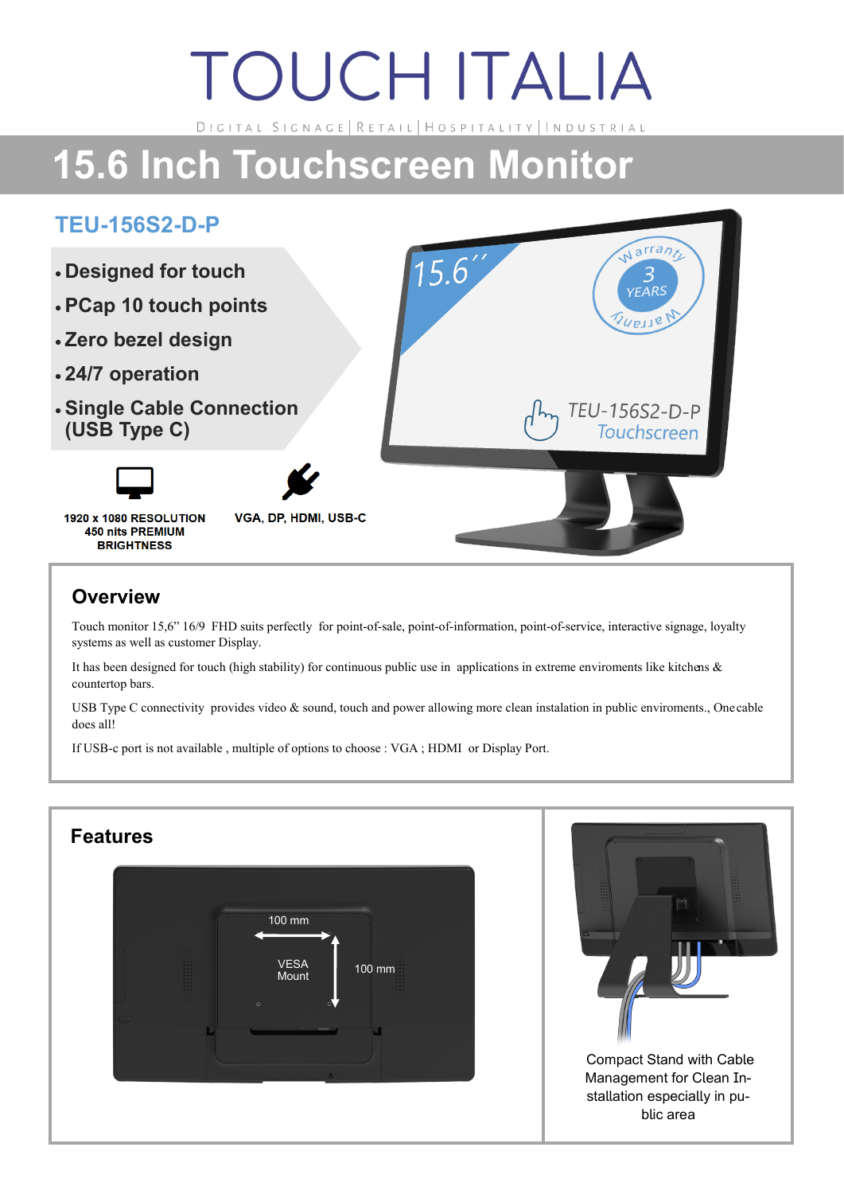# TOUCH ITALIA

DIGITAL SIGNAGE | RETAIL | HOSPITALITY | INDUSTRIAL

# 15.6 Inch Touchscreen Monitor

## TEU-156S2-D-P

- **Designed for touch**
- **PCap 10 touch points**
- **Zero bezel design**
- **24/7 operation**
- **Single Cable Connection (USB Type C)**

**1920 x 1080 RESOLUTION 450 nits PREMIUM BRIGHTNESS**

**VGA, DP, HDMI, USB-C**

## Overview

Touch monitor 15,6" 16/9 FHD suits perfectly for point-of-sale, point-of-information, point-of-service, interactive signage, loyalty systems as well as customer Display.

It has been designed for touch (high stability) for continuous public use in applications in extreme enviroments like kitchens & countertop bars.

USB Type C connectivity provides video & sound, touch and power allowing more clean instalation in public enviroments., One cable does all!

If USB-c port is not available , multiple of options to choose : VGA ; HDMI or Display Port.

## Features

100 mm

VESA Mount

100 mm

Compact Stand with Cable Management for Clean Installation especially in public area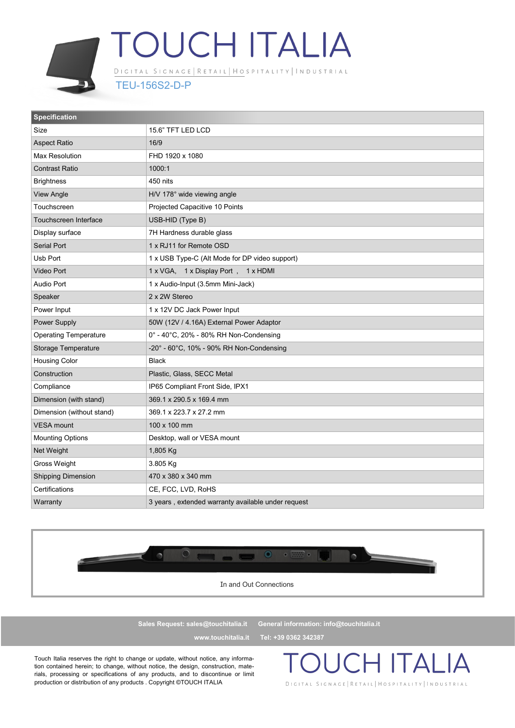# TOUCH ITALIA

DIGITAL SIGNAGE | RETAIL | HOSPITALITY | INDUSTRIAL

## TEU-156S2-D-P

| Specification | |
|---|---|
| Size | 15.6" TFT LED LCD |
| Aspect Ratio | 16/9 |
| Max Resolution | FHD 1920 x 1080 |
| Contrast Ratio | 1000:1 |
| Brightness | 450 nits |
| View Angle | H/V 178° wide viewing angle |
| Touchscreen | Projected Capacitive 10 Points |
| Touchscreen Interface | USB-HID (Type B) |
| Display surface | 7H Hardness durable glass |
| Serial Port | 1 x RJ11 for Remote OSD |
| Usb Port | 1 x USB Type-C (Alt Mode for DP video support) |
| Video Port | 1 x VGA,  1 x Display Port ,  1 x HDMI |
| Audio Port | 1 x Audio-Input (3.5mm Mini-Jack) |
| Speaker | 2 x 2W Stereo |
| Power Input | 1 x 12V DC Jack Power Input |
| Power Supply | 50W (12V / 4.16A) External Power Adaptor |
| Operating Temperature | 0° - 40°C, 20% - 80% RH Non-Condensing |
| Storage Temperature | -20° - 60°C, 10% - 90% RH Non-Condensing |
| Housing Color | Black |
| Construction | Plastic, Glass, SECC Metal |
| Compliance | IP65 Compliant Front Side, IPX1 |
| Dimension (with stand) | 369.1 x 290.5 x 169.4 mm |
| Dimension (without stand) | 369.1 x 223.7 x 27.2 mm |
| VESA mount | 100 x 100 mm |
| Mounting Options | Desktop, wall or VESA mount |
| Net Weight | 1,805 Kg |
| Gross Weight | 3.805 Kg |
| Shipping Dimension | 470 x 380 x 340 mm |
| Certifications | CE, FCC, LVD, RoHS |
| Warranty | 3 years , extended warranty available under request |

In and Out Connections

**Sales Request: sales@touchitalia.it** **General information: info@touchitalia.it**

**www.touchitalia.it** **Tel: +39 0362 342387**

Touch Italia reserves the right to change or update, without notice, any information contained herein; to change, without notice, the design, construction, materials, processing or specifications of any products, and to discontinue or limit production or distribution of any products . Copyright ©TOUCH ITALIA

TOUCH ITALIA

DIGITAL SIGNAGE | RETAIL | HOSPITALITY | INDUSTRIAL